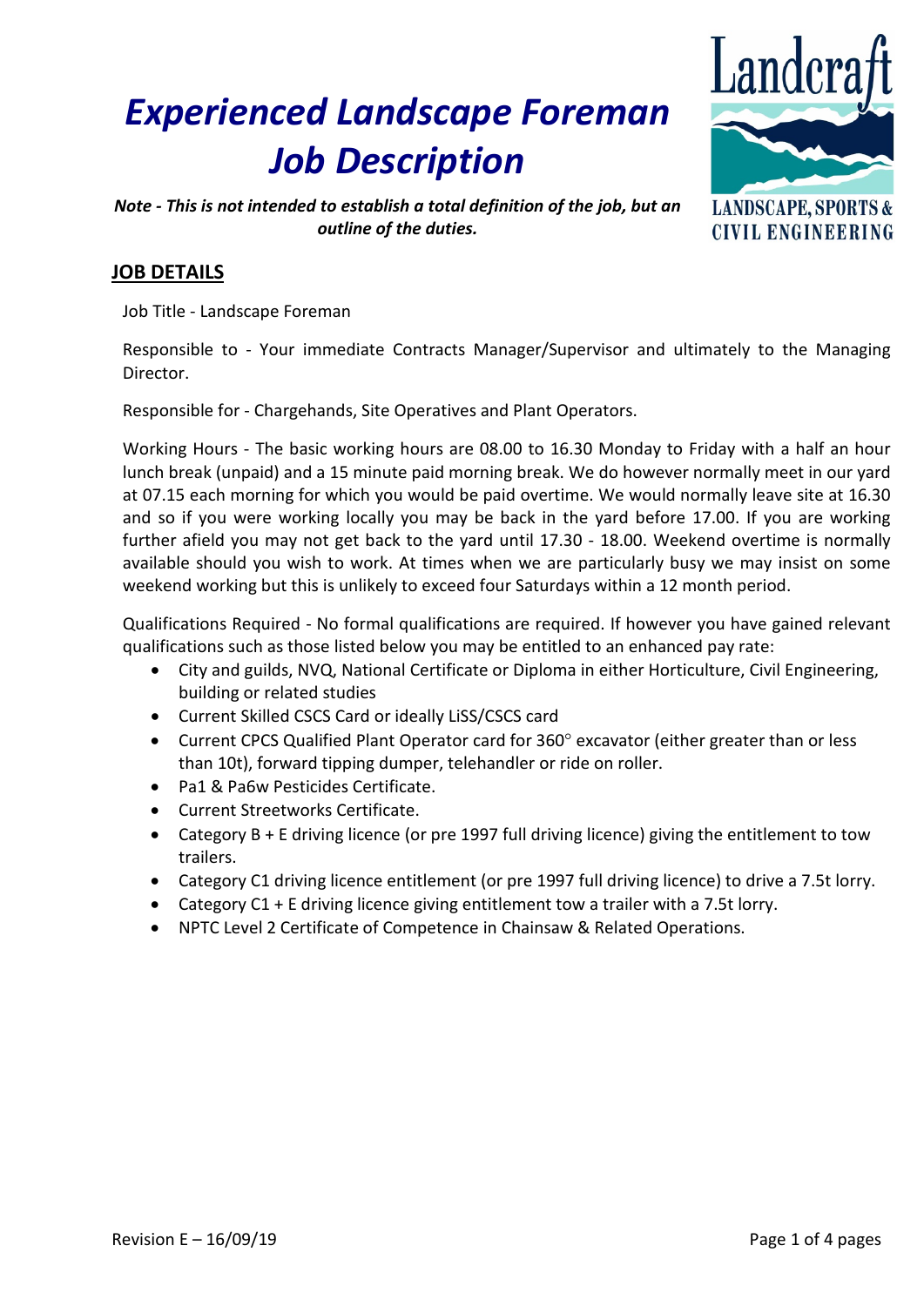# *Experienced Landscape Foreman Job Description*

Landcraft
LANDSCAPE, SPORTS & CIVIL ENGINEERING

***Note - This is not intended to establish a total definition of the job, but an outline of the duties.***

## JOB DETAILS

Job Title - Landscape Foreman

Responsible to - Your immediate Contracts Manager/Supervisor and ultimately to the Managing Director.

Responsible for - Chargehands, Site Operatives and Plant Operators.

Working Hours - The basic working hours are 08.00 to 16.30 Monday to Friday with a half an hour lunch break (unpaid) and a 15 minute paid morning break. We do however normally meet in our yard at 07.15 each morning for which you would be paid overtime. We would normally leave site at 16.30 and so if you were working locally you may be back in the yard before 17.00. If you are working further afield you may not get back to the yard until 17.30 - 18.00. Weekend overtime is normally available should you wish to work. At times when we are particularly busy we may insist on some weekend working but this is unlikely to exceed four Saturdays within a 12 month period.

Qualifications Required - No formal qualifications are required. If however you have gained relevant qualifications such as those listed below you may be entitled to an enhanced pay rate:

- City and guilds, NVQ, National Certificate or Diploma in either Horticulture, Civil Engineering, building or related studies
- Current Skilled CSCS Card or ideally LiSS/CSCS card
- Current CPCS Qualified Plant Operator card for 360° excavator (either greater than or less than 10t), forward tipping dumper, telehandler or ride on roller.
- Pa1 & Pa6w Pesticides Certificate.
- Current Streetworks Certificate.
- Category B + E driving licence (or pre 1997 full driving licence) giving the entitlement to tow trailers.
- Category C1 driving licence entitlement (or pre 1997 full driving licence) to drive a 7.5t lorry.
- Category C1 + E driving licence giving entitlement tow a trailer with a 7.5t lorry.
- NPTC Level 2 Certificate of Competence in Chainsaw & Related Operations.

Revision E – 16/09/19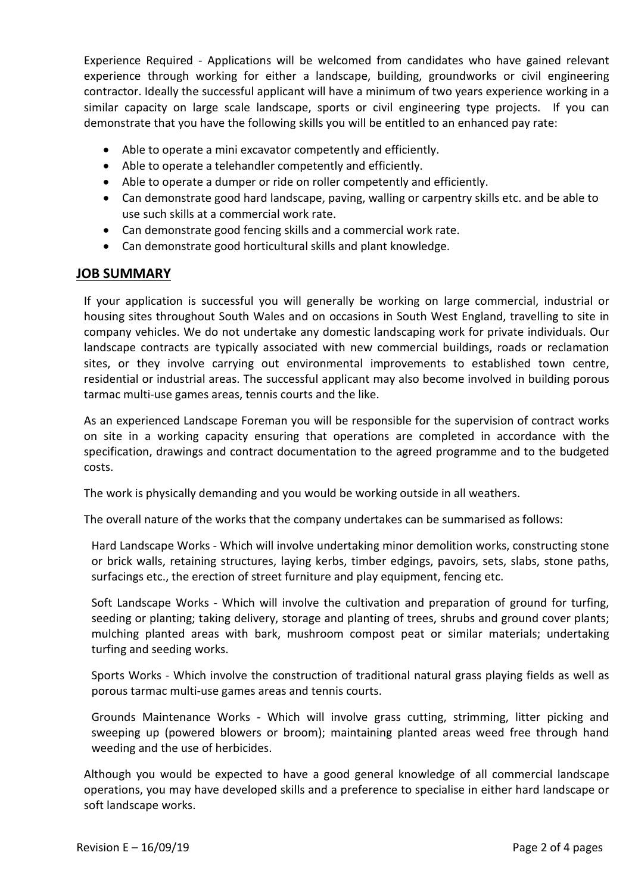Experience Required - Applications will be welcomed from candidates who have gained relevant experience through working for either a landscape, building, groundworks or civil engineering contractor. Ideally the successful applicant will have a minimum of two years experience working in a similar capacity on large scale landscape, sports or civil engineering type projects. If you can demonstrate that you have the following skills you will be entitled to an enhanced pay rate:

- Able to operate a mini excavator competently and efficiently.
- Able to operate a telehandler competently and efficiently.
- Able to operate a dumper or ride on roller competently and efficiently.
- Can demonstrate good hard landscape, paving, walling or carpentry skills etc. and be able to use such skills at a commercial work rate.
- Can demonstrate good fencing skills and a commercial work rate.
- Can demonstrate good horticultural skills and plant knowledge.

## JOB SUMMARY

If your application is successful you will generally be working on large commercial, industrial or housing sites throughout South Wales and on occasions in South West England, travelling to site in company vehicles. We do not undertake any domestic landscaping work for private individuals. Our landscape contracts are typically associated with new commercial buildings, roads or reclamation sites, or they involve carrying out environmental improvements to established town centre, residential or industrial areas. The successful applicant may also become involved in building porous tarmac multi-use games areas, tennis courts and the like.

As an experienced Landscape Foreman you will be responsible for the supervision of contract works on site in a working capacity ensuring that operations are completed in accordance with the specification, drawings and contract documentation to the agreed programme and to the budgeted costs.

The work is physically demanding and you would be working outside in all weathers.

The overall nature of the works that the company undertakes can be summarised as follows:

Hard Landscape Works - Which will involve undertaking minor demolition works, constructing stone or brick walls, retaining structures, laying kerbs, timber edgings, pavoirs, sets, slabs, stone paths, surfacings etc., the erection of street furniture and play equipment, fencing etc.

Soft Landscape Works - Which will involve the cultivation and preparation of ground for turfing, seeding or planting; taking delivery, storage and planting of trees, shrubs and ground cover plants; mulching planted areas with bark, mushroom compost peat or similar materials; undertaking turfing and seeding works.

Sports Works - Which involve the construction of traditional natural grass playing fields as well as porous tarmac multi-use games areas and tennis courts.

Grounds Maintenance Works - Which will involve grass cutting, strimming, litter picking and sweeping up (powered blowers or broom); maintaining planted areas weed free through hand weeding and the use of herbicides.

Although you would be expected to have a good general knowledge of all commercial landscape operations, you may have developed skills and a preference to specialise in either hard landscape or soft landscape works.

Revision E – 16/09/19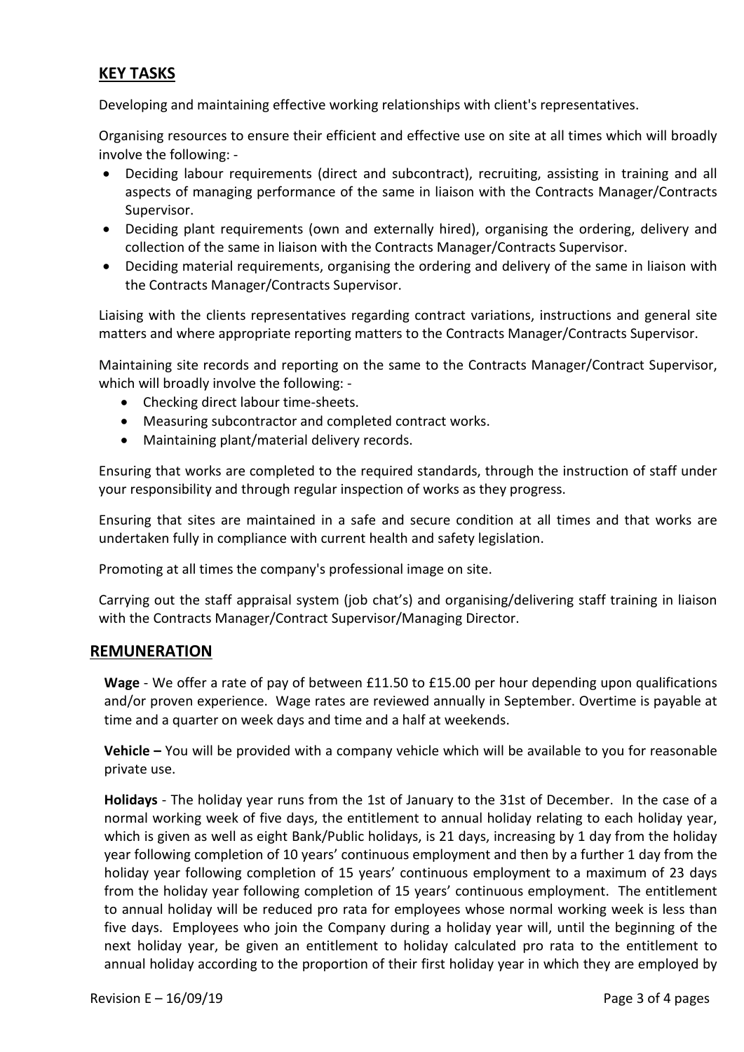## KEY TASKS

Developing and maintaining effective working relationships with client's representatives.

Organising resources to ensure their efficient and effective use on site at all times which will broadly involve the following: -

- Deciding labour requirements (direct and subcontract), recruiting, assisting in training and all aspects of managing performance of the same in liaison with the Contracts Manager/Contracts Supervisor.
- Deciding plant requirements (own and externally hired), organising the ordering, delivery and collection of the same in liaison with the Contracts Manager/Contracts Supervisor.
- Deciding material requirements, organising the ordering and delivery of the same in liaison with the Contracts Manager/Contracts Supervisor.

Liaising with the clients representatives regarding contract variations, instructions and general site matters and where appropriate reporting matters to the Contracts Manager/Contracts Supervisor.

Maintaining site records and reporting on the same to the Contracts Manager/Contract Supervisor, which will broadly involve the following: -

- Checking direct labour time-sheets.
- Measuring subcontractor and completed contract works.
- Maintaining plant/material delivery records.

Ensuring that works are completed to the required standards, through the instruction of staff under your responsibility and through regular inspection of works as they progress.

Ensuring that sites are maintained in a safe and secure condition at all times and that works are undertaken fully in compliance with current health and safety legislation.

Promoting at all times the company's professional image on site.

Carrying out the staff appraisal system (job chat's) and organising/delivering staff training in liaison with the Contracts Manager/Contract Supervisor/Managing Director.

## REMUNERATION

**Wage** - We offer a rate of pay of between £11.50 to £15.00 per hour depending upon qualifications and/or proven experience. Wage rates are reviewed annually in September. Overtime is payable at time and a quarter on week days and time and a half at weekends.

**Vehicle –** You will be provided with a company vehicle which will be available to you for reasonable private use.

**Holidays** - The holiday year runs from the 1st of January to the 31st of December. In the case of a normal working week of five days, the entitlement to annual holiday relating to each holiday year, which is given as well as eight Bank/Public holidays, is 21 days, increasing by 1 day from the holiday year following completion of 10 years' continuous employment and then by a further 1 day from the holiday year following completion of 15 years' continuous employment to a maximum of 23 days from the holiday year following completion of 15 years' continuous employment. The entitlement to annual holiday will be reduced pro rata for employees whose normal working week is less than five days. Employees who join the Company during a holiday year will, until the beginning of the next holiday year, be given an entitlement to holiday calculated pro rata to the entitlement to annual holiday according to the proportion of their first holiday year in which they are employed by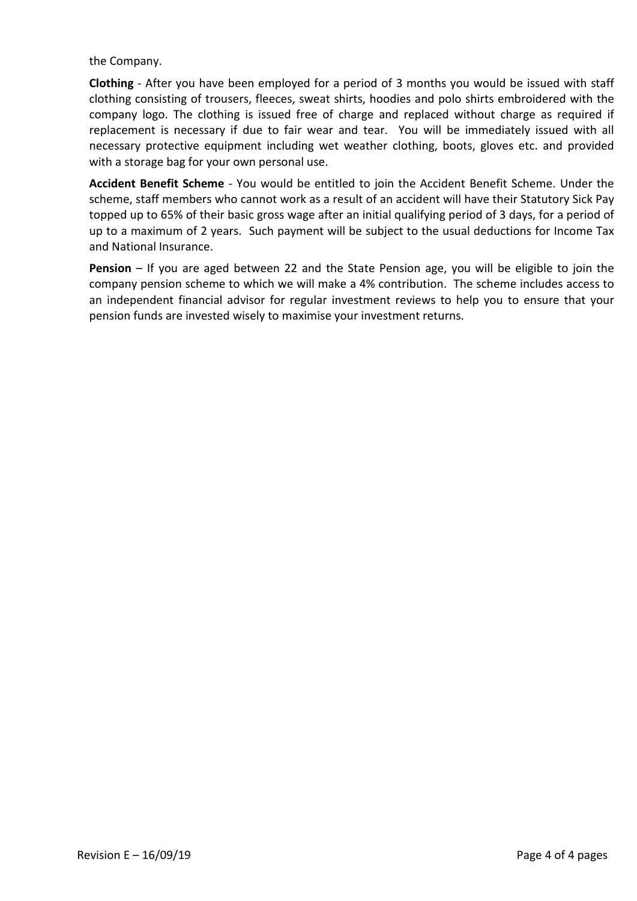the Company.

**Clothing** - After you have been employed for a period of 3 months you would be issued with staff clothing consisting of trousers, fleeces, sweat shirts, hoodies and polo shirts embroidered with the company logo. The clothing is issued free of charge and replaced without charge as required if replacement is necessary if due to fair wear and tear. You will be immediately issued with all necessary protective equipment including wet weather clothing, boots, gloves etc. and provided with a storage bag for your own personal use.

**Accident Benefit Scheme** - You would be entitled to join the Accident Benefit Scheme. Under the scheme, staff members who cannot work as a result of an accident will have their Statutory Sick Pay topped up to 65% of their basic gross wage after an initial qualifying period of 3 days, for a period of up to a maximum of 2 years. Such payment will be subject to the usual deductions for Income Tax and National Insurance.

**Pension** – If you are aged between 22 and the State Pension age, you will be eligible to join the company pension scheme to which we will make a 4% contribution. The scheme includes access to an independent financial advisor for regular investment reviews to help you to ensure that your pension funds are invested wisely to maximise your investment returns.

Revision E – 16/09/19